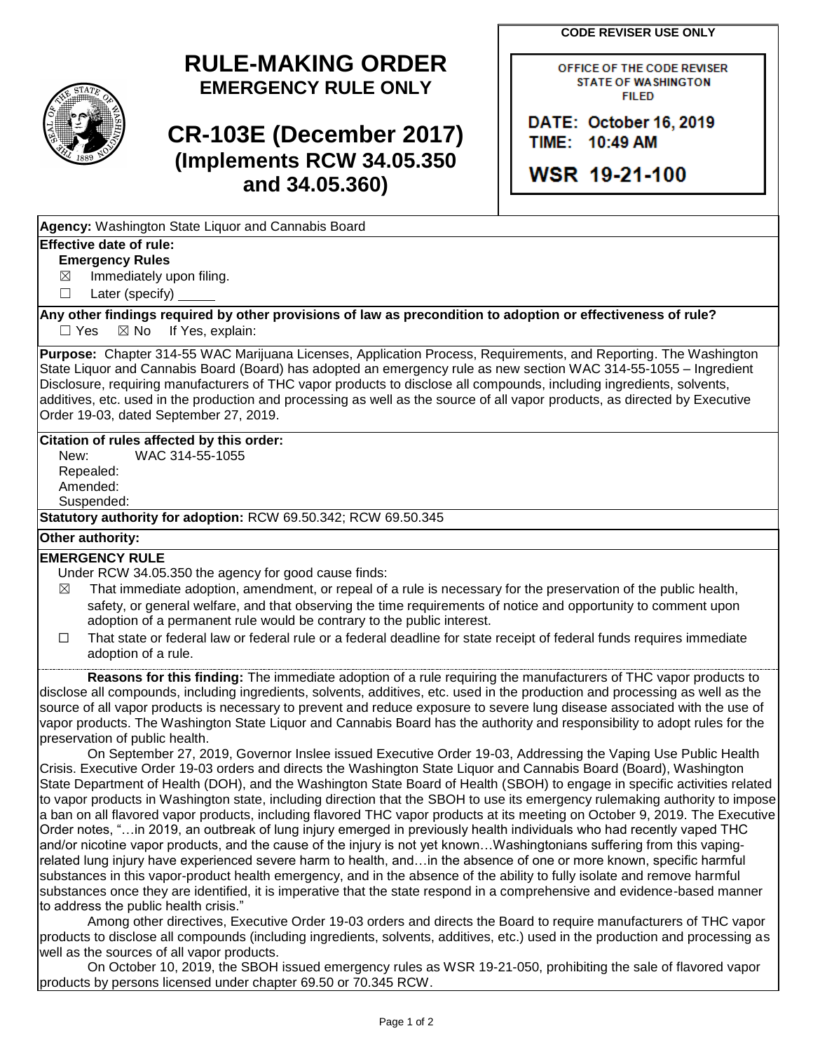# RULE-MAKING ORDER

**EMERGENCY RULE ONLY**

# CR-103E (December 2017)

**(Implements RCW 34.05.350 and 34.05.360)**

**CODE REVISER USE ONLY**

OFFICE OF THE CODE REVISER
STATE OF WASHINGTON
FILED

DATE: October 16, 2019
TIME: 10:49 AM

WSR 19-21-100

**Agency:** Washington State Liquor and Cannabis Board

**Effective date of rule:**

**Emergency Rules**

☒ Immediately upon filing.

☐ Later (specify) _____

**Any other findings required by other provisions of law as precondition to adoption or effectiveness of rule?**

☐ Yes ☒ No If Yes, explain:

**Purpose:** Chapter 314-55 WAC Marijuana Licenses, Application Process, Requirements, and Reporting. The Washington State Liquor and Cannabis Board (Board) has adopted an emergency rule as new section WAC 314-55-1055 – Ingredient Disclosure, requiring manufacturers of THC vapor products to disclose all compounds, including ingredients, solvents, additives, etc. used in the production and processing as well as the source of all vapor products, as directed by Executive Order 19-03, dated September 27, 2019.

**Citation of rules affected by this order:**

New: WAC 314-55-1055

Repealed:

Amended:

Suspended:

**Statutory authority for adoption:** RCW 69.50.342; RCW 69.50.345

**Other authority:**

**EMERGENCY RULE**

Under RCW 34.05.350 the agency for good cause finds:

☒ That immediate adoption, amendment, or repeal of a rule is necessary for the preservation of the public health, safety, or general welfare, and that observing the time requirements of notice and opportunity to comment upon adoption of a permanent rule would be contrary to the public interest.

☐ That state or federal law or federal rule or a federal deadline for state receipt of federal funds requires immediate adoption of a rule.

**Reasons for this finding:** The immediate adoption of a rule requiring the manufacturers of THC vapor products to disclose all compounds, including ingredients, solvents, additives, etc. used in the production and processing as well as the source of all vapor products is necessary to prevent and reduce exposure to severe lung disease associated with the use of vapor products. The Washington State Liquor and Cannabis Board has the authority and responsibility to adopt rules for the preservation of public health.

On September 27, 2019, Governor Inslee issued Executive Order 19-03, Addressing the Vaping Use Public Health Crisis. Executive Order 19-03 orders and directs the Washington State Liquor and Cannabis Board (Board), Washington State Department of Health (DOH), and the Washington State Board of Health (SBOH) to engage in specific activities related to vapor products in Washington state, including direction that the SBOH to use its emergency rulemaking authority to impose a ban on all flavored vapor products, including flavored THC vapor products at its meeting on October 9, 2019. The Executive Order notes, "…in 2019, an outbreak of lung injury emerged in previously health individuals who had recently vaped THC and/or nicotine vapor products, and the cause of the injury is not yet known…Washingtonians suffering from this vaping-related lung injury have experienced severe harm to health, and…in the absence of one or more known, specific harmful substances in this vapor-product health emergency, and in the absence of the ability to fully isolate and remove harmful substances once they are identified, it is imperative that the state respond in a comprehensive and evidence-based manner to address the public health crisis."

Among other directives, Executive Order 19-03 orders and directs the Board to require manufacturers of THC vapor products to disclose all compounds (including ingredients, solvents, additives, etc.) used in the production and processing as well as the sources of all vapor products.

On October 10, 2019, the SBOH issued emergency rules as WSR 19-21-050, prohibiting the sale of flavored vapor products by persons licensed under chapter 69.50 or 70.345 RCW.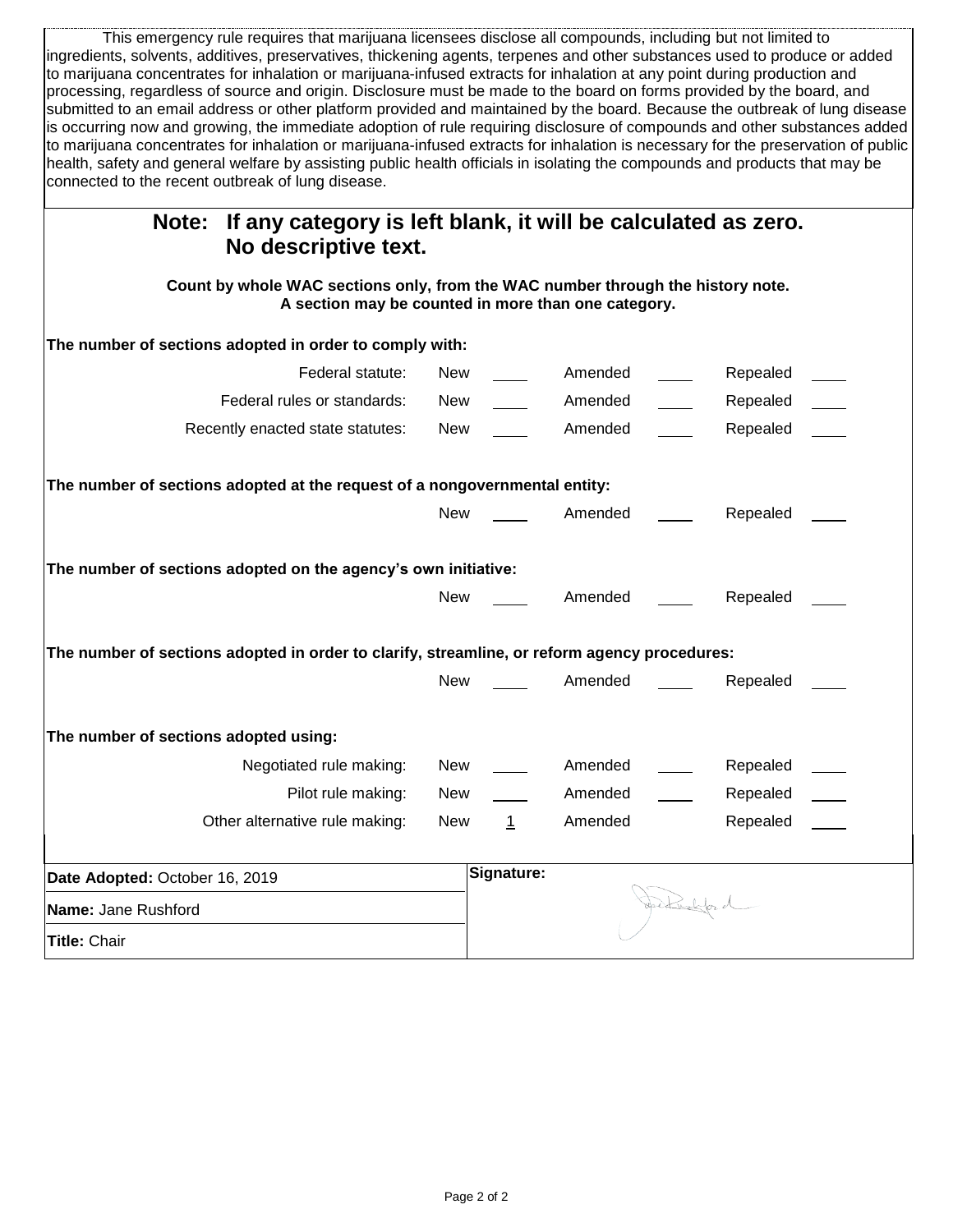This emergency rule requires that marijuana licensees disclose all compounds, including but not limited to ingredients, solvents, additives, preservatives, thickening agents, terpenes and other substances used to produce or added to marijuana concentrates for inhalation or marijuana-infused extracts for inhalation at any point during production and processing, regardless of source and origin. Disclosure must be made to the board on forms provided by the board, and submitted to an email address or other platform provided and maintained by the board. Because the outbreak of lung disease is occurring now and growing, the immediate adoption of rule requiring disclosure of compounds and other substances added to marijuana concentrates for inhalation or marijuana-infused extracts for inhalation is necessary for the preservation of public health, safety and general welfare by assisting public health officials in isolating the compounds and products that may be connected to the recent outbreak of lung disease.

**Note: If any category is left blank, it will be calculated as zero. No descriptive text.**

**Count by whole WAC sections only, from the WAC number through the history note. A section may be counted in more than one category.**

**The number of sections adopted in order to comply with:**

| | New | | Amended | | Repealed | |
|---|---|---|---|---|---|---|
| Federal statute: | New | | Amended | | Repealed | |
| Federal rules or standards: | New | | Amended | | Repealed | |
| Recently enacted state statutes: | New | | Amended | | Repealed | |

**The number of sections adopted at the request of a nongovernmental entity:**

| New | | Amended | | Repealed | |
|---|---|---|---|---|---|

**The number of sections adopted on the agency's own initiative:**

| New | | Amended | | Repealed | |
|---|---|---|---|---|---|

**The number of sections adopted in order to clarify, streamline, or reform agency procedures:**

| New | | Amended | | Repealed | |
|---|---|---|---|---|---|

**The number of sections adopted using:**

| | New | | Amended | | Repealed | |
|---|---|---|---|---|---|---|
| Negotiated rule making: | New | | Amended | | Repealed | |
| Pilot rule making: | New | | Amended | | Repealed | |
| Other alternative rule making: | New | 1 | Amended | | Repealed | |

| | |
|---|---|
| **Date Adopted:** October 16, 2019 | **Signature:** |
| **Name:** Jane Rushford | |
| **Title:** Chair | |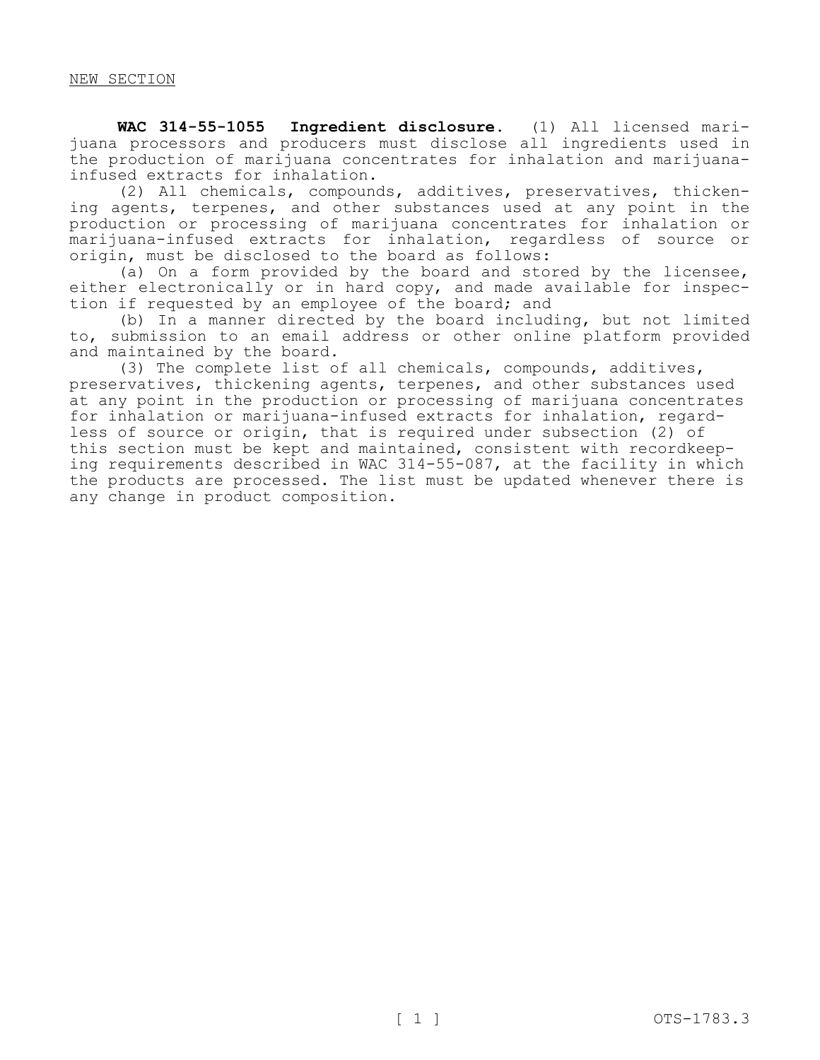NEW SECTION

**WAC 314-55-1055 Ingredient disclosure.** (1) All licensed marijuana processors and producers must disclose all ingredients used in the production of marijuana concentrates for inhalation and marijuana-infused extracts for inhalation.

(2) All chemicals, compounds, additives, preservatives, thickening agents, terpenes, and other substances used at any point in the production or processing of marijuana concentrates for inhalation or marijuana-infused extracts for inhalation, regardless of source or origin, must be disclosed to the board as follows:

(a) On a form provided by the board and stored by the licensee, either electronically or in hard copy, and made available for inspection if requested by an employee of the board; and

(b) In a manner directed by the board including, but not limited to, submission to an email address or other online platform provided and maintained by the board.

(3) The complete list of all chemicals, compounds, additives, preservatives, thickening agents, terpenes, and other substances used at any point in the production or processing of marijuana concentrates for inhalation or marijuana-infused extracts for inhalation, regardless of source or origin, that is required under subsection (2) of this section must be kept and maintained, consistent with recordkeeping requirements described in WAC 314-55-087, at the facility in which the products are processed. The list must be updated whenever there is any change in product composition.